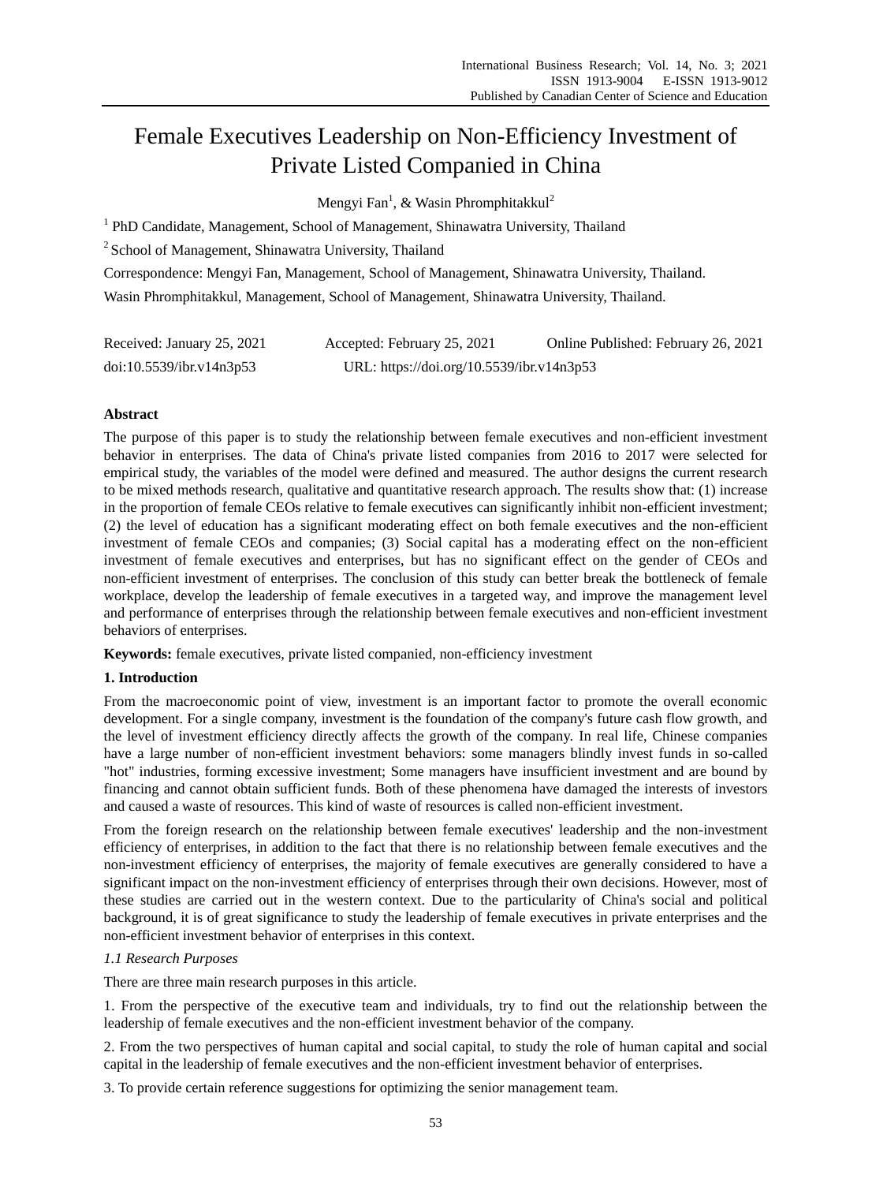# Female Executives Leadership on Non-Efficiency Investment of Private Listed Companied in China

Mengyi Fan[1], & Wasin Phromphitakkul[2]

[1] PhD Candidate, Management, School of Management, Shinawatra University, Thailand

[2] School of Management, Shinawatra University, Thailand

Correspondence: Mengyi Fan, Management, School of Management, Shinawatra University, Thailand.

Wasin Phromphitakkul, Management, School of Management, Shinawatra University, Thailand.

Received: January 25, 2021 Accepted: February 25, 2021 Online Published: February 26, 2021

doi:10.5539/ibr.v14n3p53 URL: https://doi.org/10.5539/ibr.v14n3p53

## Abstract

The purpose of this paper is to study the relationship between female executives and non-efficient investment behavior in enterprises. The data of China's private listed companies from 2016 to 2017 were selected for empirical study, the variables of the model were defined and measured. The author designs the current research to be mixed methods research, qualitative and quantitative research approach. The results show that: (1) increase in the proportion of female CEOs relative to female executives can significantly inhibit non-efficient investment; (2) the level of education has a significant moderating effect on both female executives and the non-efficient investment of female CEOs and companies; (3) Social capital has a moderating effect on the non-efficient investment of female executives and enterprises, but has no significant effect on the gender of CEOs and non-efficient investment of enterprises. The conclusion of this study can better break the bottleneck of female workplace, develop the leadership of female executives in a targeted way, and improve the management level and performance of enterprises through the relationship between female executives and non-efficient investment behaviors of enterprises.

**Keywords:** female executives, private listed companied, non-efficiency investment

## 1. Introduction

From the macroeconomic point of view, investment is an important factor to promote the overall economic development. For a single company, investment is the foundation of the company's future cash flow growth, and the level of investment efficiency directly affects the growth of the company. In real life, Chinese companies have a large number of non-efficient investment behaviors: some managers blindly invest funds in so-called "hot" industries, forming excessive investment; Some managers have insufficient investment and are bound by financing and cannot obtain sufficient funds. Both of these phenomena have damaged the interests of investors and caused a waste of resources. This kind of waste of resources is called non-efficient investment.

From the foreign research on the relationship between female executives' leadership and the non-investment efficiency of enterprises, in addition to the fact that there is no relationship between female executives and the non-investment efficiency of enterprises, the majority of female executives are generally considered to have a significant impact on the non-investment efficiency of enterprises through their own decisions. However, most of these studies are carried out in the western context. Due to the particularity of China's social and political background, it is of great significance to study the leadership of female executives in private enterprises and the non-efficient investment behavior of enterprises in this context.

### *1.1 Research Purposes*

There are three main research purposes in this article.

1. From the perspective of the executive team and individuals, try to find out the relationship between the leadership of female executives and the non-efficient investment behavior of the company.

2. From the two perspectives of human capital and social capital, to study the role of human capital and social capital in the leadership of female executives and the non-efficient investment behavior of enterprises.

3. To provide certain reference suggestions for optimizing the senior management team.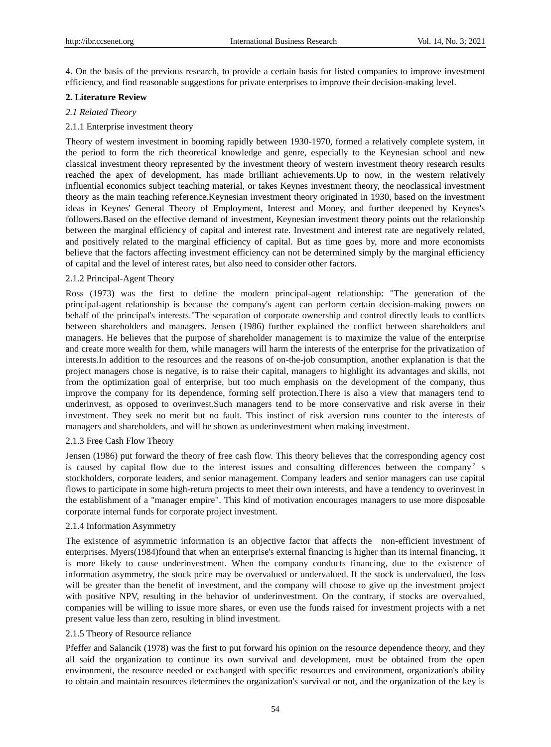4. On the basis of the previous research, to provide a certain basis for listed companies to improve investment efficiency, and find reasonable suggestions for private enterprises to improve their decision-making level.

## 2. Literature Review

### *2.1 Related Theory*

#### 2.1.1 Enterprise investment theory

Theory of western investment in booming rapidly between 1930-1970, formed a relatively complete system, in the period to form the rich theoretical knowledge and genre, especially to the Keynesian school and new classical investment theory represented by the investment theory of western investment theory research results reached the apex of development, has made brilliant achievements.Up to now, in the western relatively influential economics subject teaching material, or takes Keynes investment theory, the neoclassical investment theory as the main teaching reference.Keynesian investment theory originated in 1930, based on the investment ideas in Keynes' General Theory of Employment, Interest and Money, and further deepened by Keynes's followers.Based on the effective demand of investment, Keynesian investment theory points out the relationship between the marginal efficiency of capital and interest rate. Investment and interest rate are negatively related, and positively related to the marginal efficiency of capital. But as time goes by, more and more economists believe that the factors affecting investment efficiency can not be determined simply by the marginal efficiency of capital and the level of interest rates, but also need to consider other factors.

#### 2.1.2 Principal-Agent Theory

Ross (1973) was the first to define the modern principal-agent relationship: "The generation of the principal-agent relationship is because the company's agent can perform certain decision-making powers on behalf of the principal's interests."The separation of corporate ownership and control directly leads to conflicts between shareholders and managers. Jensen (1986) further explained the conflict between shareholders and managers. He believes that the purpose of shareholder management is to maximize the value of the enterprise and create more wealth for them, while managers will harm the interests of the enterprise for the privatization of interests.In addition to the resources and the reasons of on-the-job consumption, another explanation is that the project managers chose is negative, is to raise their capital, managers to highlight its advantages and skills, not from the optimization goal of enterprise, but too much emphasis on the development of the company, thus improve the company for its dependence, forming self protection.There is also a view that managers tend to underinvest, as opposed to overinvest.Such managers tend to be more conservative and risk averse in their investment. They seek no merit but no fault. This instinct of risk aversion runs counter to the interests of managers and shareholders, and will be shown as underinvestment when making investment.

#### 2.1.3 Free Cash Flow Theory

Jensen (1986) put forward the theory of free cash flow. This theory believes that the corresponding agency cost is caused by capital flow due to the interest issues and consulting differences between the company's stockholders, corporate leaders, and senior management. Company leaders and senior managers can use capital flows to participate in some high-return projects to meet their own interests, and have a tendency to overinvest in the establishment of a "manager empire". This kind of motivation encourages managers to use more disposable corporate internal funds for corporate project investment.

#### 2.1.4 Information Asymmetry

The existence of asymmetric information is an objective factor that affects the non-efficient investment of enterprises. Myers(1984)found that when an enterprise's external financing is higher than its internal financing, it is more likely to cause underinvestment. When the company conducts financing, due to the existence of information asymmetry, the stock price may be overvalued or undervalued. If the stock is undervalued, the loss will be greater than the benefit of investment, and the company will choose to give up the investment project with positive NPV, resulting in the behavior of underinvestment. On the contrary, if stocks are overvalued, companies will be willing to issue more shares, or even use the funds raised for investment projects with a net present value less than zero, resulting in blind investment.

#### 2.1.5 Theory of Resource reliance

Pfeffer and Salancik (1978) was the first to put forward his opinion on the resource dependence theory, and they all said the organization to continue its own survival and development, must be obtained from the open environment, the resource needed or exchanged with specific resources and environment, organization's ability to obtain and maintain resources determines the organization's survival or not, and the organization of the key is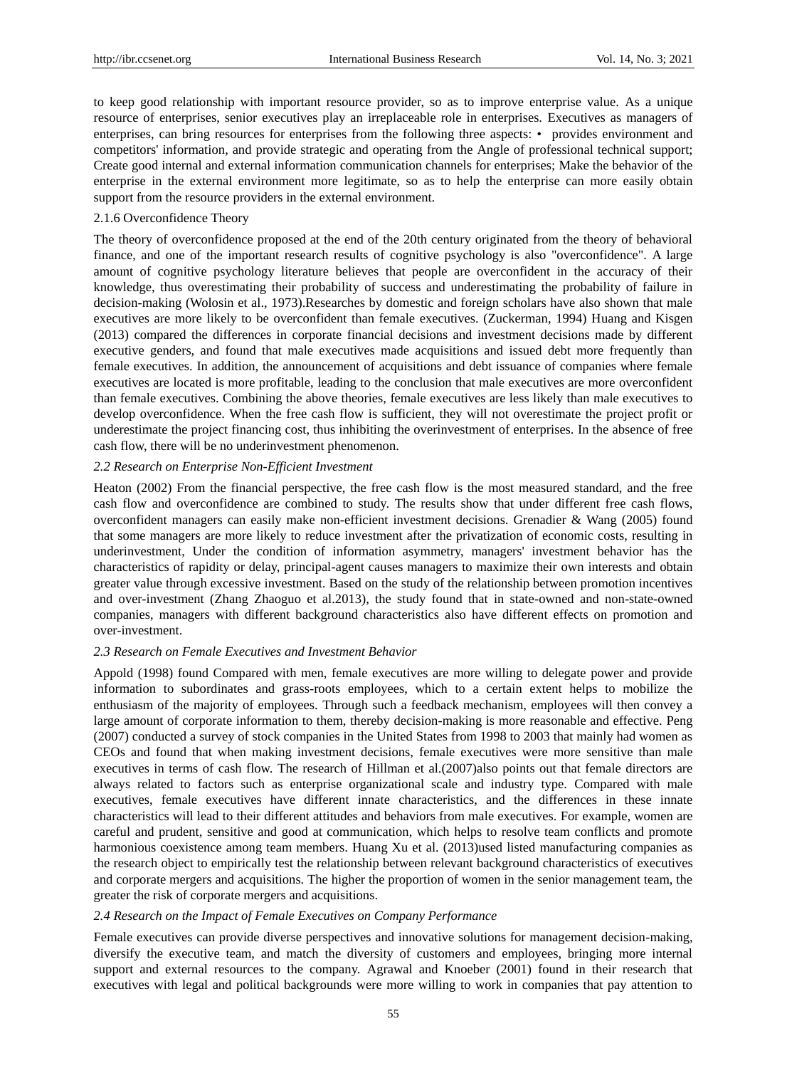to keep good relationship with important resource provider, so as to improve enterprise value. As a unique resource of enterprises, senior executives play an irreplaceable role in enterprises. Executives as managers of enterprises, can bring resources for enterprises from the following three aspects: • provides environment and competitors' information, and provide strategic and operating from the Angle of professional technical support; Create good internal and external information communication channels for enterprises; Make the behavior of the enterprise in the external environment more legitimate, so as to help the enterprise can more easily obtain support from the resource providers in the external environment.

#### 2.1.6 Overconfidence Theory

The theory of overconfidence proposed at the end of the 20th century originated from the theory of behavioral finance, and one of the important research results of cognitive psychology is also "overconfidence". A large amount of cognitive psychology literature believes that people are overconfident in the accuracy of their knowledge, thus overestimating their probability of success and underestimating the probability of failure in decision-making (Wolosin et al., 1973).Researches by domestic and foreign scholars have also shown that male executives are more likely to be overconfident than female executives. (Zuckerman, 1994) Huang and Kisgen (2013) compared the differences in corporate financial decisions and investment decisions made by different executive genders, and found that male executives made acquisitions and issued debt more frequently than female executives. In addition, the announcement of acquisitions and debt issuance of companies where female executives are located is more profitable, leading to the conclusion that male executives are more overconfident than female executives. Combining the above theories, female executives are less likely than male executives to develop overconfidence. When the free cash flow is sufficient, they will not overestimate the project profit or underestimate the project financing cost, thus inhibiting the overinvestment of enterprises. In the absence of free cash flow, there will be no underinvestment phenomenon.

### *2.2 Research on Enterprise Non-Efficient Investment*

Heaton (2002) From the financial perspective, the free cash flow is the most measured standard, and the free cash flow and overconfidence are combined to study. The results show that under different free cash flows, overconfident managers can easily make non-efficient investment decisions. Grenadier & Wang (2005) found that some managers are more likely to reduce investment after the privatization of economic costs, resulting in underinvestment, Under the condition of information asymmetry, managers' investment behavior has the characteristics of rapidity or delay, principal-agent causes managers to maximize their own interests and obtain greater value through excessive investment. Based on the study of the relationship between promotion incentives and over-investment (Zhang Zhaoguo et al.2013), the study found that in state-owned and non-state-owned companies, managers with different background characteristics also have different effects on promotion and over-investment.

### *2.3 Research on Female Executives and Investment Behavior*

Appold (1998) found Compared with men, female executives are more willing to delegate power and provide information to subordinates and grass-roots employees, which to a certain extent helps to mobilize the enthusiasm of the majority of employees. Through such a feedback mechanism, employees will then convey a large amount of corporate information to them, thereby decision-making is more reasonable and effective. Peng (2007) conducted a survey of stock companies in the United States from 1998 to 2003 that mainly had women as CEOs and found that when making investment decisions, female executives were more sensitive than male executives in terms of cash flow. The research of Hillman et al.(2007)also points out that female directors are always related to factors such as enterprise organizational scale and industry type. Compared with male executives, female executives have different innate characteristics, and the differences in these innate characteristics will lead to their different attitudes and behaviors from male executives. For example, women are careful and prudent, sensitive and good at communication, which helps to resolve team conflicts and promote harmonious coexistence among team members. Huang Xu et al. (2013)used listed manufacturing companies as the research object to empirically test the relationship between relevant background characteristics of executives and corporate mergers and acquisitions. The higher the proportion of women in the senior management team, the greater the risk of corporate mergers and acquisitions.

### *2.4 Research on the Impact of Female Executives on Company Performance*

Female executives can provide diverse perspectives and innovative solutions for management decision-making, diversify the executive team, and match the diversity of customers and employees, bringing more internal support and external resources to the company. Agrawal and Knoeber (2001) found in their research that executives with legal and political backgrounds were more willing to work in companies that pay attention to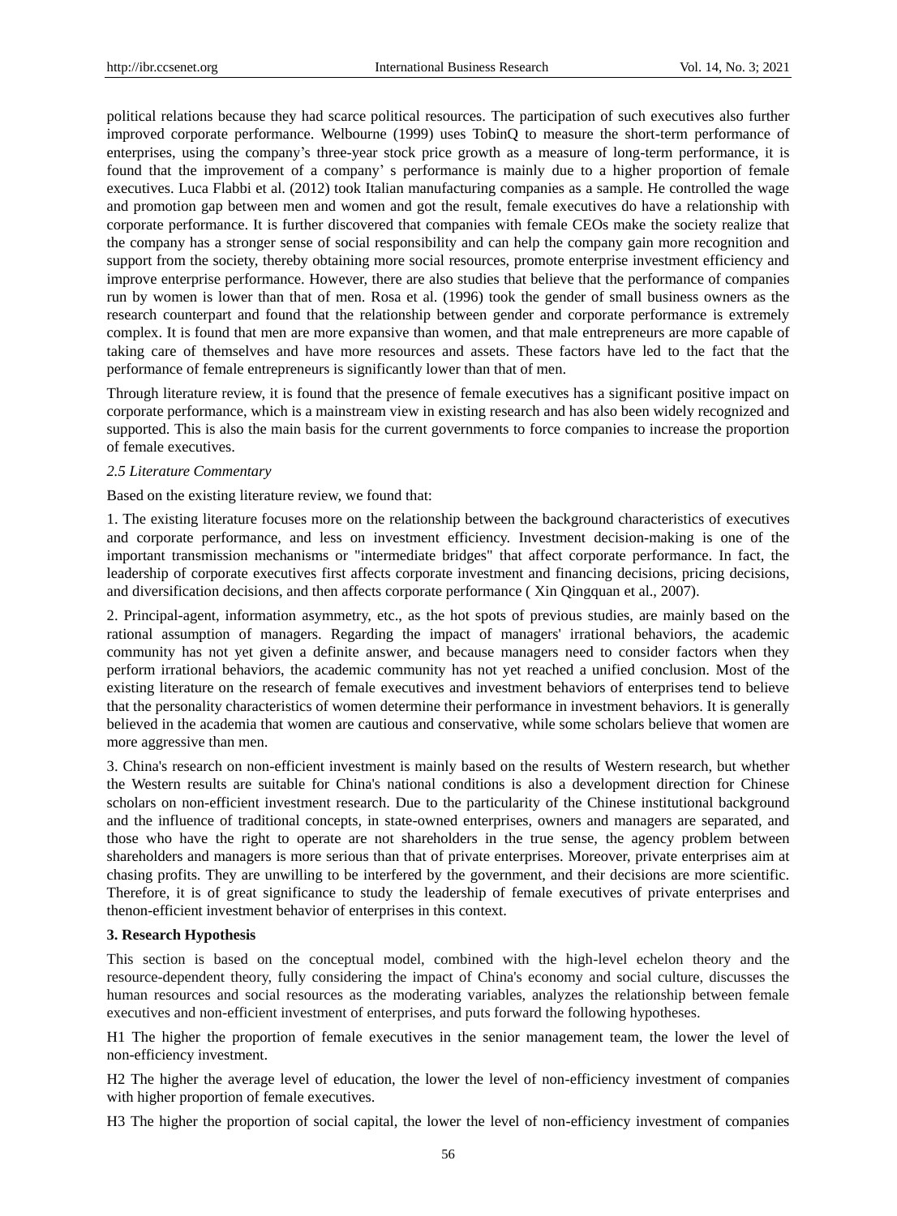political relations because they had scarce political resources. The participation of such executives also further improved corporate performance. Welbourne (1999) uses TobinQ to measure the short-term performance of enterprises, using the company's three-year stock price growth as a measure of long-term performance, it is found that the improvement of a company' s performance is mainly due to a higher proportion of female executives. Luca Flabbi et al. (2012) took Italian manufacturing companies as a sample. He controlled the wage and promotion gap between men and women and got the result, female executives do have a relationship with corporate performance. It is further discovered that companies with female CEOs make the society realize that the company has a stronger sense of social responsibility and can help the company gain more recognition and support from the society, thereby obtaining more social resources, promote enterprise investment efficiency and improve enterprise performance. However, there are also studies that believe that the performance of companies run by women is lower than that of men. Rosa et al. (1996) took the gender of small business owners as the research counterpart and found that the relationship between gender and corporate performance is extremely complex. It is found that men are more expansive than women, and that male entrepreneurs are more capable of taking care of themselves and have more resources and assets. These factors have led to the fact that the performance of female entrepreneurs is significantly lower than that of men.

Through literature review, it is found that the presence of female executives has a significant positive impact on corporate performance, which is a mainstream view in existing research and has also been widely recognized and supported. This is also the main basis for the current governments to force companies to increase the proportion of female executives.

### *2.5 Literature Commentary*

Based on the existing literature review, we found that:

1. The existing literature focuses more on the relationship between the background characteristics of executives and corporate performance, and less on investment efficiency. Investment decision-making is one of the important transmission mechanisms or "intermediate bridges" that affect corporate performance. In fact, the leadership of corporate executives first affects corporate investment and financing decisions, pricing decisions, and diversification decisions, and then affects corporate performance ( Xin Qingquan et al., 2007).

2. Principal-agent, information asymmetry, etc., as the hot spots of previous studies, are mainly based on the rational assumption of managers. Regarding the impact of managers' irrational behaviors, the academic community has not yet given a definite answer, and because managers need to consider factors when they perform irrational behaviors, the academic community has not yet reached a unified conclusion. Most of the existing literature on the research of female executives and investment behaviors of enterprises tend to believe that the personality characteristics of women determine their performance in investment behaviors. It is generally believed in the academia that women are cautious and conservative, while some scholars believe that women are more aggressive than men.

3. China's research on non-efficient investment is mainly based on the results of Western research, but whether the Western results are suitable for China's national conditions is also a development direction for Chinese scholars on non-efficient investment research. Due to the particularity of the Chinese institutional background and the influence of traditional concepts, in state-owned enterprises, owners and managers are separated, and those who have the right to operate are not shareholders in the true sense, the agency problem between shareholders and managers is more serious than that of private enterprises. Moreover, private enterprises aim at chasing profits. They are unwilling to be interfered by the government, and their decisions are more scientific. Therefore, it is of great significance to study the leadership of female executives of private enterprises and thenon-efficient investment behavior of enterprises in this context.

## 3. Research Hypothesis

This section is based on the conceptual model, combined with the high-level echelon theory and the resource-dependent theory, fully considering the impact of China's economy and social culture, discusses the human resources and social resources as the moderating variables, analyzes the relationship between female executives and non-efficient investment of enterprises, and puts forward the following hypotheses.

H1 The higher the proportion of female executives in the senior management team, the lower the level of non-efficiency investment.

H2 The higher the average level of education, the lower the level of non-efficiency investment of companies with higher proportion of female executives.

H3 The higher the proportion of social capital, the lower the level of non-efficiency investment of companies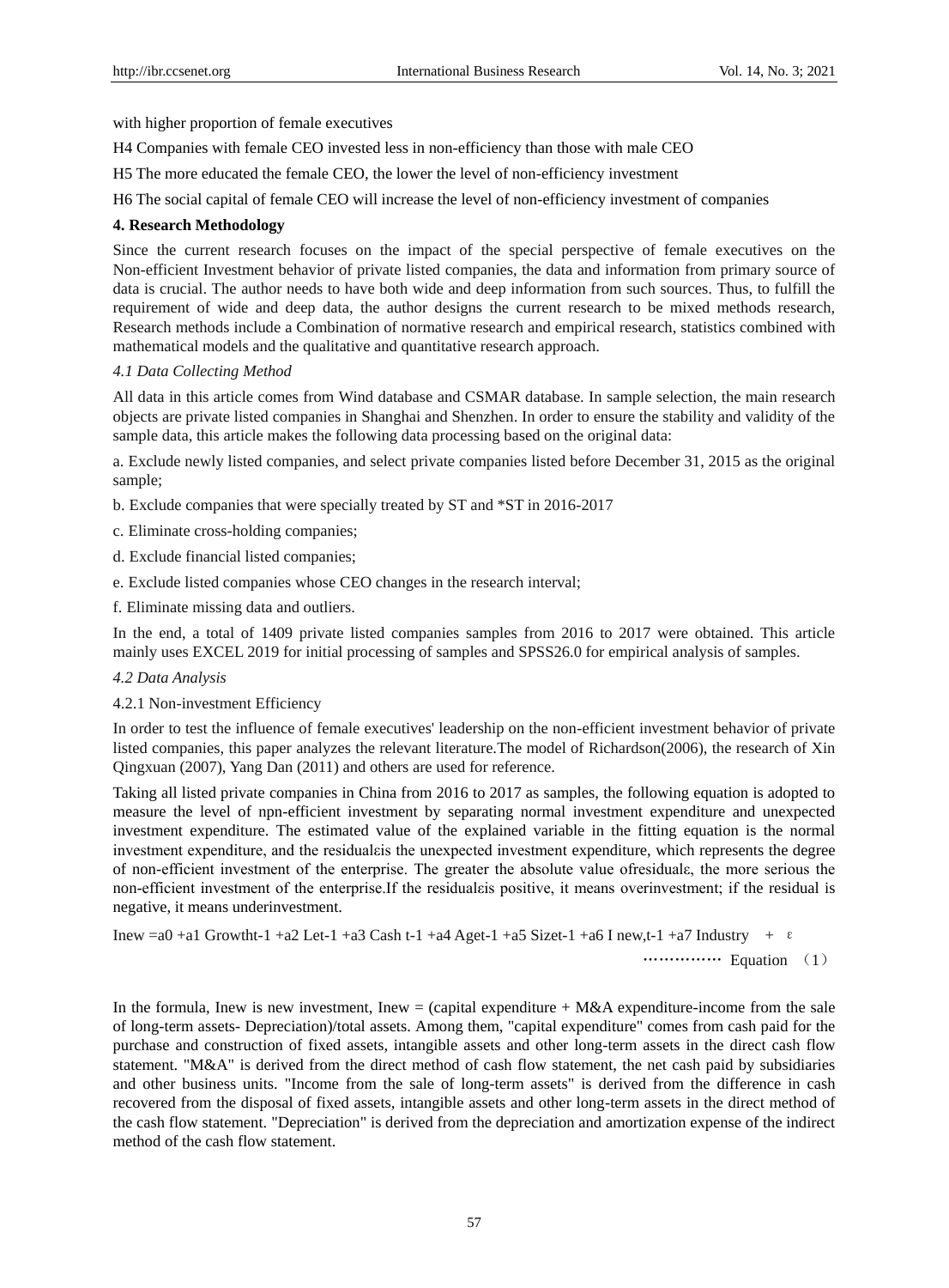with higher proportion of female executives

H4 Companies with female CEO invested less in non-efficiency than those with male CEO

H5 The more educated the female CEO, the lower the level of non-efficiency investment

H6 The social capital of female CEO will increase the level of non-efficiency investment of companies

## 4. Research Methodology

Since the current research focuses on the impact of the special perspective of female executives on the Non-efficient Investment behavior of private listed companies, the data and information from primary source of data is crucial. The author needs to have both wide and deep information from such sources. Thus, to fulfill the requirement of wide and deep data, the author designs the current research to be mixed methods research, Research methods include a Combination of normative research and empirical research, statistics combined with mathematical models and the qualitative and quantitative research approach.

### *4.1 Data Collecting Method*

All data in this article comes from Wind database and CSMAR database. In sample selection, the main research objects are private listed companies in Shanghai and Shenzhen. In order to ensure the stability and validity of the sample data, this article makes the following data processing based on the original data:

a. Exclude newly listed companies, and select private companies listed before December 31, 2015 as the original sample;

b. Exclude companies that were specially treated by ST and *ST in 2016-2017

c. Eliminate cross-holding companies;

d. Exclude financial listed companies;

e. Exclude listed companies whose CEO changes in the research interval;

f. Eliminate missing data and outliers.

In the end, a total of 1409 private listed companies samples from 2016 to 2017 were obtained. This article mainly uses EXCEL 2019 for initial processing of samples and SPSS26.0 for empirical analysis of samples.

### *4.2 Data Analysis*

4.2.1 Non-investment Efficiency

In order to test the influence of female executives' leadership on the non-efficient investment behavior of private listed companies, this paper analyzes the relevant literature.The model of Richardson(2006), the research of Xin Qingxuan (2007), Yang Dan (2011) and others are used for reference.

Taking all listed private companies in China from 2016 to 2017 as samples, the following equation is adopted to measure the level of npn-efficient investment by separating normal investment expenditure and unexpected investment expenditure. The estimated value of the explained variable in the fitting equation is the normal investment expenditure, and the residual$\varepsilon$is the unexpected investment expenditure, which represents the degree of non-efficient investment of the enterprise. The greater the absolute value ofresidual$\varepsilon$, the more serious the non-efficient investment of the enterprise.If the residual$\varepsilon$is positive, it means overinvestment; if the residual is negative, it means underinvestment.

$$Inew = a0 + a1\ Growth_{t-1} + a2\ Le_{t-1} + a3\ Cash_{t-1} + a4\ Age_{t-1} + a5\ Size_{t-1} + a6\ I\ new_{,t-1} + a7\ Industry + \varepsilon \qquad \text{……………… Equation (1)}$$

In the formula, Inew is new investment, Inew = (capital expenditure + M&A expenditure-income from the sale of long-term assets- Depreciation)/total assets. Among them, "capital expenditure" comes from cash paid for the purchase and construction of fixed assets, intangible assets and other long-term assets in the direct cash flow statement. "M&A" is derived from the direct method of cash flow statement, the net cash paid by subsidiaries and other business units. "Income from the sale of long-term assets" is derived from the difference in cash recovered from the disposal of fixed assets, intangible assets and other long-term assets in the direct method of the cash flow statement. "Depreciation" is derived from the depreciation and amortization expense of the indirect method of the cash flow statement.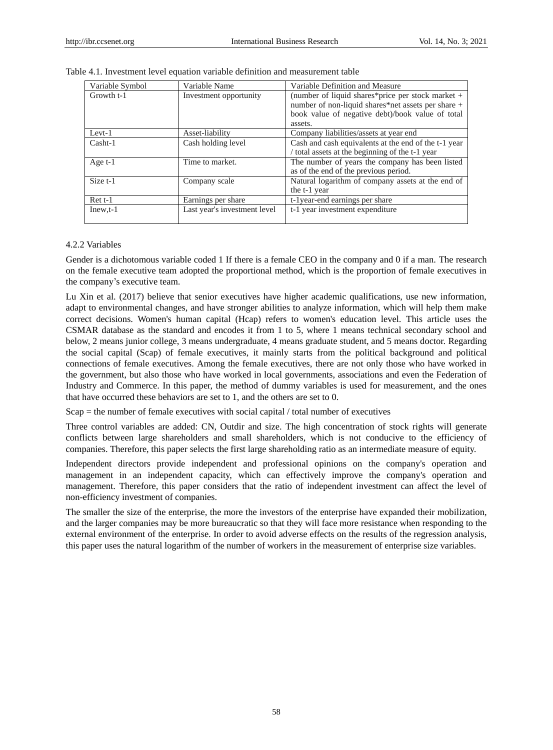Table 4.1. Investment level equation variable definition and measurement table

| Variable Symbol | Variable Name | Variable Definition and Measure |
|---|---|---|
| Growth t-1 | Investment opportunity | (number of liquid shares*price per stock market + number of non-liquid shares*net assets per share + book value of negative debt)/book value of total assets. |
| Levt-1 | Asset-liability | Company liabilities/assets at year end |
| Casht-1 | Cash holding level | Cash and cash equivalents at the end of the t-1 year / total assets at the beginning of the t-1 year |
| Age t-1 | Time to market. | The number of years the company has been listed as of the end of the previous period. |
| Size t-1 | Company scale | Natural logarithm of company assets at the end of the t-1 year |
| Ret t-1 | Earnings per share | t-1year-end earnings per share |
| Inew,t-1 | Last year's investment level | t-1 year investment expenditure |

4.2.2 Variables

Gender is a dichotomous variable coded 1 If there is a female CEO in the company and 0 if a man. The research on the female executive team adopted the proportional method, which is the proportion of female executives in the company's executive team.

Lu Xin et al. (2017) believe that senior executives have higher academic qualifications, use new information, adapt to environmental changes, and have stronger abilities to analyze information, which will help them make correct decisions. Women's human capital (Hcap) refers to women's education level. This article uses the CSMAR database as the standard and encodes it from 1 to 5, where 1 means technical secondary school and below, 2 means junior college, 3 means undergraduate, 4 means graduate student, and 5 means doctor. Regarding the social capital (Scap) of female executives, it mainly starts from the political background and political connections of female executives. Among the female executives, there are not only those who have worked in the government, but also those who have worked in local governments, associations and even the Federation of Industry and Commerce. In this paper, the method of dummy variables is used for measurement, and the ones that have occurred these behaviors are set to 1, and the others are set to 0.

Scap = the number of female executives with social capital / total number of executives

Three control variables are added: CN, Outdir and size. The high concentration of stock rights will generate conflicts between large shareholders and small shareholders, which is not conducive to the efficiency of companies. Therefore, this paper selects the first large shareholding ratio as an intermediate measure of equity.

Independent directors provide independent and professional opinions on the company's operation and management in an independent capacity, which can effectively improve the company's operation and management. Therefore, this paper considers that the ratio of independent investment can affect the level of non-efficiency investment of companies.

The smaller the size of the enterprise, the more the investors of the enterprise have expanded their mobilization, and the larger companies may be more bureaucratic so that they will face more resistance when responding to the external environment of the enterprise. In order to avoid adverse effects on the results of the regression analysis, this paper uses the natural logarithm of the number of workers in the measurement of enterprise size variables.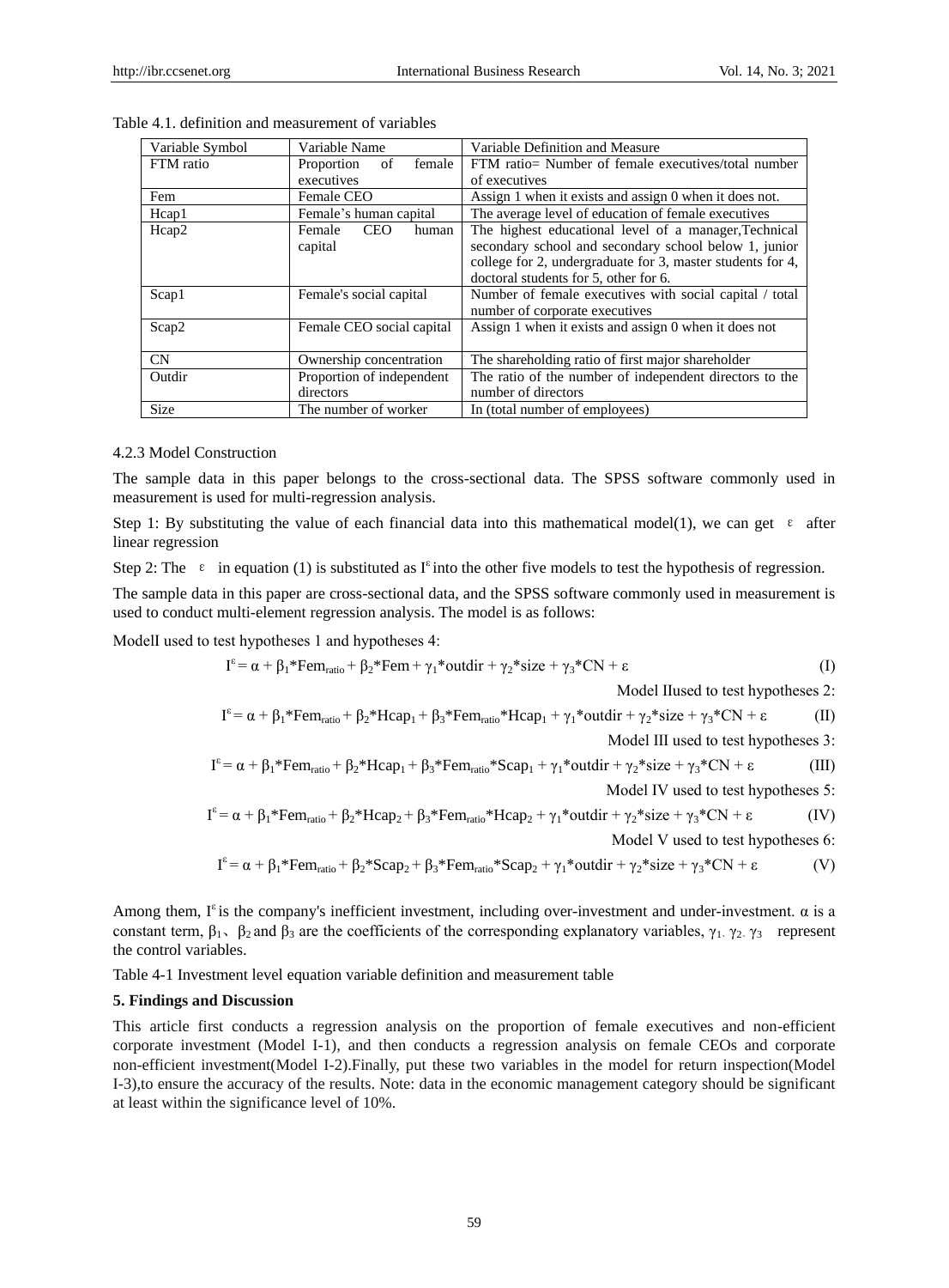Table 4.1. definition and measurement of variables

| Variable Symbol | Variable Name | Variable Definition and Measure |
|---|---|---|
| FTM ratio | Proportion of female executives | FTM ratio= Number of female executives/total number of executives |
| Fem | Female CEO | Assign 1 when it exists and assign 0 when it does not. |
| Hcap1 | Female's human capital | The average level of education of female executives |
| Hcap2 | Female CEO human capital | The highest educational level of a manager,Technical secondary school and secondary school below 1, junior college for 2, undergraduate for 3, master students for 4, doctoral students for 5, other for 6. |
| Scap1 | Female's social capital | Number of female executives with social capital / total number of corporate executives |
| Scap2 | Female CEO social capital | Assign 1 when it exists and assign 0 when it does not |
| CN | Ownership concentration | The shareholding ratio of first major shareholder |
| Outdir | Proportion of independent directors | The ratio of the number of independent directors to the number of directors |
| Size | The number of worker | In (total number of employees) |

4.2.3 Model Construction

The sample data in this paper belongs to the cross-sectional data. The SPSS software commonly used in measurement is used for multi-regression analysis.

Step 1: By substituting the value of each financial data into this mathematical model(1), we can get $\varepsilon$ after linear regression

Step 2: The $\varepsilon$ in equation (1) is substituted as $I^{\varepsilon}$ into the other five models to test the hypothesis of regression.

The sample data in this paper are cross-sectional data, and the SPSS software commonly used in measurement is used to conduct multi-element regression analysis. The model is as follows:

ModelI used to test hypotheses 1 and hypotheses 4:

$$I^{\varepsilon} = \alpha + \beta_1 * Fem_{ratio} + \beta_2 * Fem + \gamma_1 * outdir + \gamma_2 * size + \gamma_3 * CN + \varepsilon \quad \text{(I)}$$

Model IIused to test hypotheses 2:

$$I^{\varepsilon} = \alpha + \beta_1 * Fem_{ratio} + \beta_2 * Hcap_1 + \beta_3 * Fem_{ratio} * Hcap_1 + \gamma_1 * outdir + \gamma_2 * size + \gamma_3 * CN + \varepsilon \quad \text{(II)}$$

Model III used to test hypotheses 3:

$$I^{\varepsilon} = \alpha + \beta_1 * Fem_{ratio} + \beta_2 * Hcap_1 + \beta_3 * Fem_{ratio} * Scap_1 + \gamma_1 * outdir + \gamma_2 * size + \gamma_3 * CN + \varepsilon \quad \text{(III)}$$

Model IV used to test hypotheses 5:

$$I^{\varepsilon} = \alpha + \beta_1 * Fem_{ratio} + \beta_2 * Hcap_2 + \beta_3 * Fem_{ratio} * Hcap_2 + \gamma_1 * outdir + \gamma_2 * size + \gamma_3 * CN + \varepsilon \quad \text{(IV)}$$

Model V used to test hypotheses 6:

$$I^{\varepsilon} = \alpha + \beta_1 * Fem_{ratio} + \beta_2 * Scap_2 + \beta_3 * Fem_{ratio} * Scap_2 + \gamma_1 * outdir + \gamma_2 * size + \gamma_3 * CN + \varepsilon \quad \text{(V)}$$

Among them, $I^{\varepsilon}$ is the company's inefficient investment, including over-investment and under-investment. $\alpha$ is a constant term, $\beta_1$、$\beta_2$ and $\beta_3$ are the coefficients of the corresponding explanatory variables, $\gamma_1$, $\gamma_2$, $\gamma_3$ represent the control variables.

Table 4-1 Investment level equation variable definition and measurement table

**5. Findings and Discussion**

This article first conducts a regression analysis on the proportion of female executives and non-efficient corporate investment (Model I-1), and then conducts a regression analysis on female CEOs and corporate non-efficient investment(Model I-2).Finally, put these two variables in the model for return inspection(Model I-3),to ensure the accuracy of the results. Note: data in the economic management category should be significant at least within the significance level of 10%.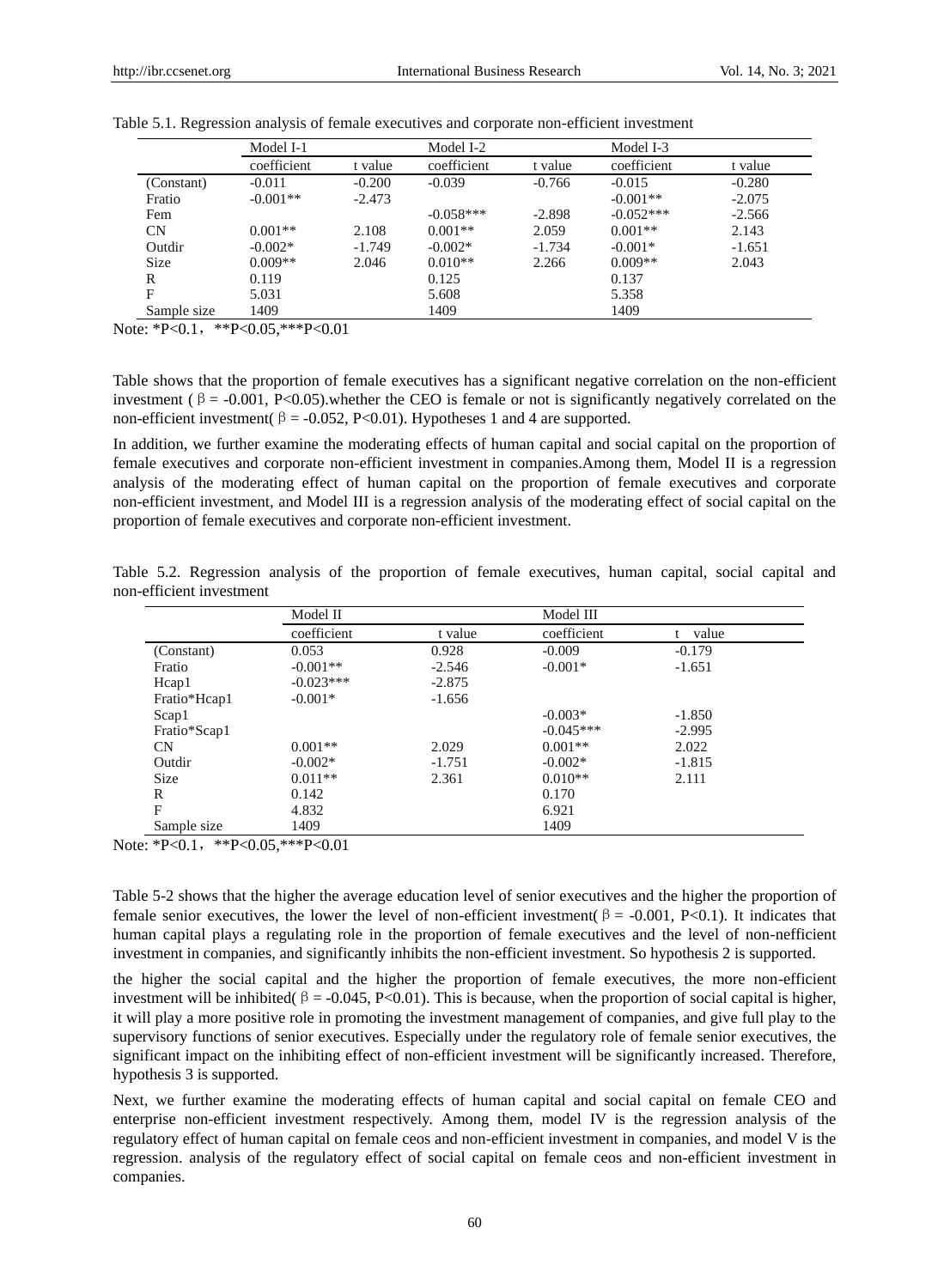Table 5.1. Regression analysis of female executives and corporate non-efficient investment

| | Model I-1 | | Model I-2 | | Model I-3 | |
|---|---|---|---|---|---|---|
| | coefficient | t value | coefficient | t value | coefficient | t value |
| (Constant) | -0.011 | -0.200 | -0.039 | -0.766 | -0.015 | -0.280 |
| Fratio | -0.001** | -2.473 | | | -0.001** | -2.075 |
| Fem | | | -0.058*** | -2.898 | -0.052*** | -2.566 |
| CN | 0.001** | 2.108 | 0.001** | 2.059 | 0.001** | 2.143 |
| Outdir | -0.002* | -1.749 | -0.002* | -1.734 | -0.001* | -1.651 |
| Size | 0.009** | 2.046 | 0.010** | 2.266 | 0.009** | 2.043 |
| R | 0.119 | | 0.125 | | 0.137 | |
| F | 5.031 | | 5.608 | | 5.358 | |
| Sample size | 1409 | | 1409 | | 1409 | |

Note: *P<0.1， **P<0.05,***P<0.01

Table shows that the proportion of female executives has a significant negative correlation on the non-efficient investment ( β = -0.001, P<0.05).whether the CEO is female or not is significantly negatively correlated on the non-efficient investment( β = -0.052, P<0.01). Hypotheses 1 and 4 are supported.

In addition, we further examine the moderating effects of human capital and social capital on the proportion of female executives and corporate non-efficient investment in companies.Among them, Model II is a regression analysis of the moderating effect of human capital on the proportion of female executives and corporate non-efficient investment, and Model III is a regression analysis of the moderating effect of social capital on the proportion of female executives and corporate non-efficient investment.

Table 5.2. Regression analysis of the proportion of female executives, human capital, social capital and non-efficient investment

| | Model II | | Model III | |
|---|---|---|---|---|
| | coefficient | t value | coefficient | t value |
| (Constant) | 0.053 | 0.928 | -0.009 | -0.179 |
| Fratio | -0.001** | -2.546 | -0.001* | -1.651 |
| Hcap1 | -0.023*** | -2.875 | | |
| Fratio*Hcap1 | -0.001* | -1.656 | | |
| Scap1 | | | -0.003* | -1.850 |
| Fratio*Scap1 | | | -0.045*** | -2.995 |
| CN | 0.001** | 2.029 | 0.001** | 2.022 |
| Outdir | -0.002* | -1.751 | -0.002* | -1.815 |
| Size | 0.011** | 2.361 | 0.010** | 2.111 |
| R | 0.142 | | 0.170 | |
| F | 4.832 | | 6.921 | |
| Sample size | 1409 | | 1409 | |

Note: *P<0.1， **P<0.05,***P<0.01

Table 5-2 shows that the higher the average education level of senior executives and the higher the proportion of female senior executives, the lower the level of non-efficient investment( β = -0.001, P<0.1). It indicates that human capital plays a regulating role in the proportion of female executives and the level of non-nefficient investment in companies, and significantly inhibits the non-efficient investment. So hypothesis 2 is supported.

the higher the social capital and the higher the proportion of female executives, the more non-efficient investment will be inhibited( β = -0.045, P<0.01). This is because, when the proportion of social capital is higher, it will play a more positive role in promoting the investment management of companies, and give full play to the supervisory functions of senior executives. Especially under the regulatory role of female senior executives, the significant impact on the inhibiting effect of non-efficient investment will be significantly increased. Therefore, hypothesis 3 is supported.

Next, we further examine the moderating effects of human capital and social capital on female CEO and enterprise non-efficient investment respectively. Among them, model IV is the regression analysis of the regulatory effect of human capital on female ceos and non-efficient investment in companies, and model V is the regression. analysis of the regulatory effect of social capital on female ceos and non-efficient investment in companies.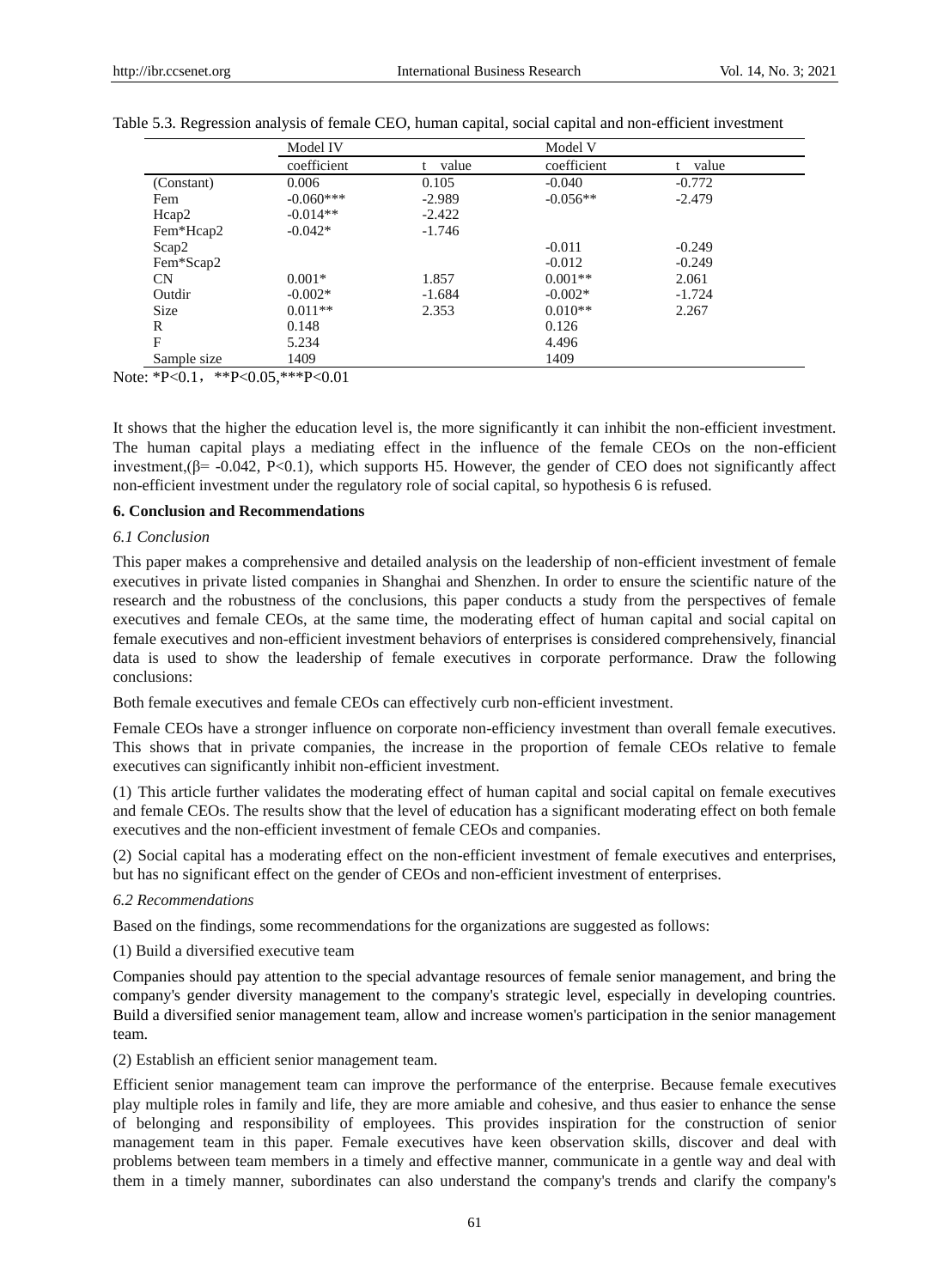Table 5.3. Regression analysis of female CEO, human capital, social capital and non-efficient investment

| | Model IV | | Model V | |
|---|---|---|---|---|
| | coefficient | t value | coefficient | t value |
| (Constant) | 0.006 | 0.105 | -0.040 | -0.772 |
| Fem | -0.060*** | -2.989 | -0.056** | -2.479 |
| Hcap2 | -0.014** | -2.422 | | |
| Fem*Hcap2 | -0.042* | -1.746 | | |
| Scap2 | | | -0.011 | -0.249 |
| Fem*Scap2 | | | -0.012 | -0.249 |
| CN | 0.001* | 1.857 | 0.001** | 2.061 |
| Outdir | -0.002* | -1.684 | -0.002* | -1.724 |
| Size | 0.011** | 2.353 | 0.010** | 2.267 |
| R | 0.148 | | 0.126 | |
| F | 5.234 | | 4.496 | |
| Sample size | 1409 | | 1409 | |

Note: *P<0.1，**P<0.05,***P<0.01

It shows that the higher the education level is, the more significantly it can inhibit the non-efficient investment. The human capital plays a mediating effect in the influence of the female CEOs on the non-efficient investment,(β= -0.042, P<0.1), which supports H5. However, the gender of CEO does not significantly affect non-efficient investment under the regulatory role of social capital, so hypothesis 6 is refused.

## 6. Conclusion and Recommendations

### *6.1 Conclusion*

This paper makes a comprehensive and detailed analysis on the leadership of non-efficient investment of female executives in private listed companies in Shanghai and Shenzhen. In order to ensure the scientific nature of the research and the robustness of the conclusions, this paper conducts a study from the perspectives of female executives and female CEOs, at the same time, the moderating effect of human capital and social capital on female executives and non-efficient investment behaviors of enterprises is considered comprehensively, financial data is used to show the leadership of female executives in corporate performance. Draw the following conclusions:

Both female executives and female CEOs can effectively curb non-efficient investment.

Female CEOs have a stronger influence on corporate non-efficiency investment than overall female executives. This shows that in private companies, the increase in the proportion of female CEOs relative to female executives can significantly inhibit non-efficient investment.

(1) This article further validates the moderating effect of human capital and social capital on female executives and female CEOs. The results show that the level of education has a significant moderating effect on both female executives and the non-efficient investment of female CEOs and companies.

(2) Social capital has a moderating effect on the non-efficient investment of female executives and enterprises, but has no significant effect on the gender of CEOs and non-efficient investment of enterprises.

### *6.2 Recommendations*

Based on the findings, some recommendations for the organizations are suggested as follows:

(1) Build a diversified executive team

Companies should pay attention to the special advantage resources of female senior management, and bring the company's gender diversity management to the company's strategic level, especially in developing countries. Build a diversified senior management team, allow and increase women's participation in the senior management team.

(2) Establish an efficient senior management team.

Efficient senior management team can improve the performance of the enterprise. Because female executives play multiple roles in family and life, they are more amiable and cohesive, and thus easier to enhance the sense of belonging and responsibility of employees. This provides inspiration for the construction of senior management team in this paper. Female executives have keen observation skills, discover and deal with problems between team members in a timely and effective manner, communicate in a gentle way and deal with them in a timely manner, subordinates can also understand the company's trends and clarify the company's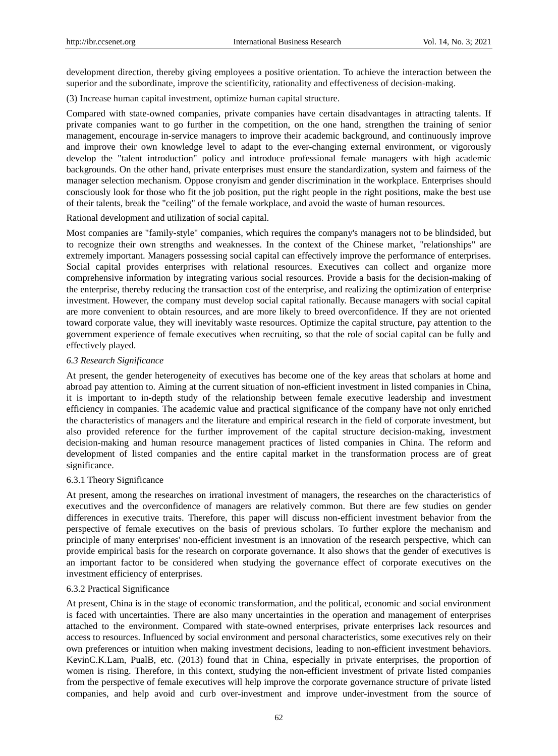development direction, thereby giving employees a positive orientation. To achieve the interaction between the superior and the subordinate, improve the scientificity, rationality and effectiveness of decision-making.

(3) Increase human capital investment, optimize human capital structure.

Compared with state-owned companies, private companies have certain disadvantages in attracting talents. If private companies want to go further in the competition, on the one hand, strengthen the training of senior management, encourage in-service managers to improve their academic background, and continuously improve and improve their own knowledge level to adapt to the ever-changing external environment, or vigorously develop the "talent introduction" policy and introduce professional female managers with high academic backgrounds. On the other hand, private enterprises must ensure the standardization, system and fairness of the manager selection mechanism. Oppose cronyism and gender discrimination in the workplace. Enterprises should consciously look for those who fit the job position, put the right people in the right positions, make the best use of their talents, break the "ceiling" of the female workplace, and avoid the waste of human resources.

Rational development and utilization of social capital.

Most companies are "family-style" companies, which requires the company's managers not to be blindsided, but to recognize their own strengths and weaknesses. In the context of the Chinese market, "relationships" are extremely important. Managers possessing social capital can effectively improve the performance of enterprises. Social capital provides enterprises with relational resources. Executives can collect and organize more comprehensive information by integrating various social resources. Provide a basis for the decision-making of the enterprise, thereby reducing the transaction cost of the enterprise, and realizing the optimization of enterprise investment. However, the company must develop social capital rationally. Because managers with social capital are more convenient to obtain resources, and are more likely to breed overconfidence. If they are not oriented toward corporate value, they will inevitably waste resources. Optimize the capital structure, pay attention to the government experience of female executives when recruiting, so that the role of social capital can be fully and effectively played.

### *6.3 Research Significance*

At present, the gender heterogeneity of executives has become one of the key areas that scholars at home and abroad pay attention to. Aiming at the current situation of non-efficient investment in listed companies in China, it is important to in-depth study of the relationship between female executive leadership and investment efficiency in companies. The academic value and practical significance of the company have not only enriched the characteristics of managers and the literature and empirical research in the field of corporate investment, but also provided reference for the further improvement of the capital structure decision-making, investment decision-making and human resource management practices of listed companies in China. The reform and development of listed companies and the entire capital market in the transformation process are of great significance.

#### 6.3.1 Theory Significance

At present, among the researches on irrational investment of managers, the researches on the characteristics of executives and the overconfidence of managers are relatively common. But there are few studies on gender differences in executive traits. Therefore, this paper will discuss non-efficient investment behavior from the perspective of female executives on the basis of previous scholars. To further explore the mechanism and principle of many enterprises' non-efficient investment is an innovation of the research perspective, which can provide empirical basis for the research on corporate governance. It also shows that the gender of executives is an important factor to be considered when studying the governance effect of corporate executives on the investment efficiency of enterprises.

#### 6.3.2 Practical Significance

At present, China is in the stage of economic transformation, and the political, economic and social environment is faced with uncertainties. There are also many uncertainties in the operation and management of enterprises attached to the environment. Compared with state-owned enterprises, private enterprises lack resources and access to resources. Influenced by social environment and personal characteristics, some executives rely on their own preferences or intuition when making investment decisions, leading to non-efficient investment behaviors. KevinC.K.Lam, PualB, etc. (2013) found that in China, especially in private enterprises, the proportion of women is rising. Therefore, in this context, studying the non-efficient investment of private listed companies from the perspective of female executives will help improve the corporate governance structure of private listed companies, and help avoid and curb over-investment and improve under-investment from the source of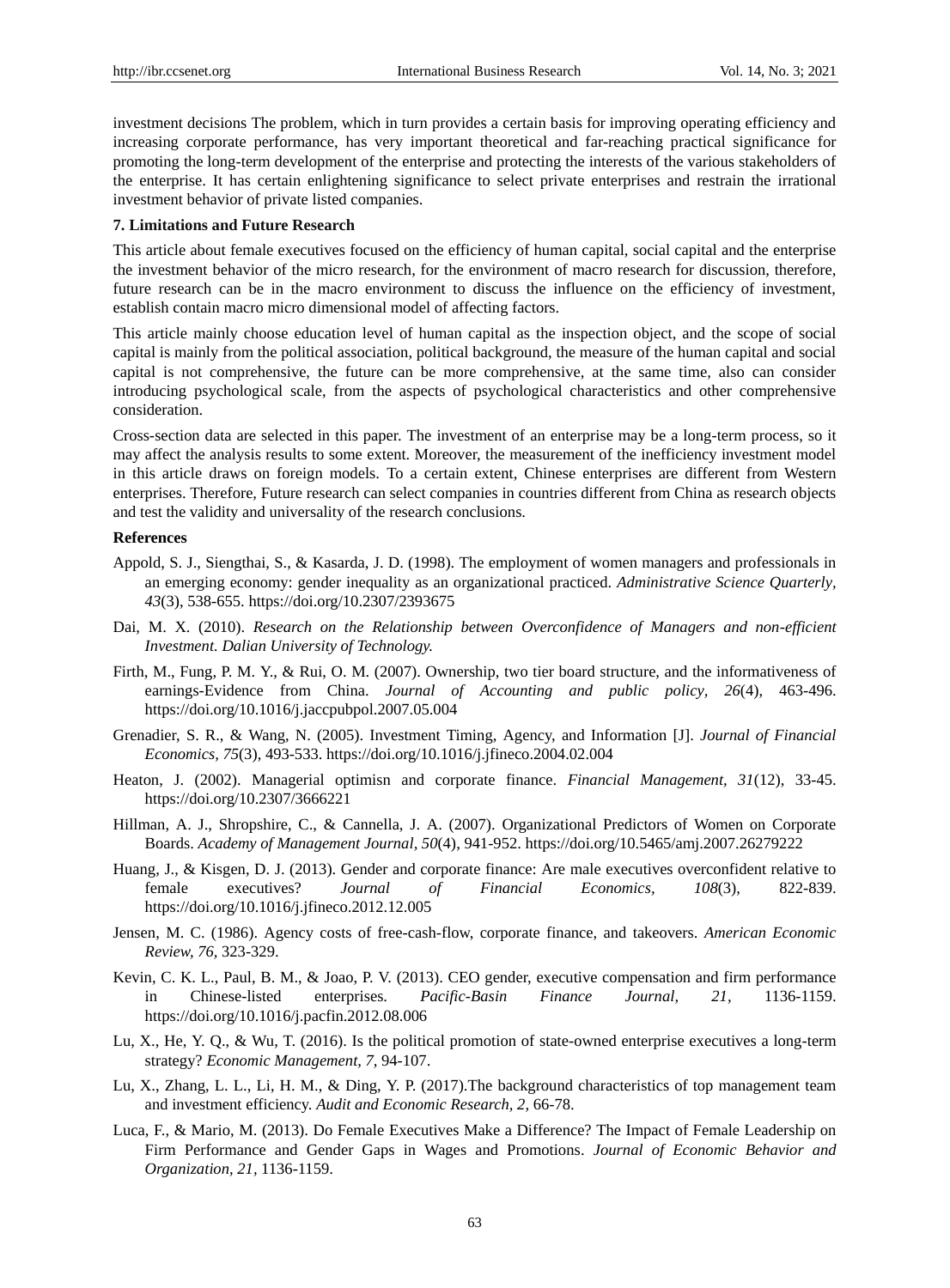investment decisions The problem, which in turn provides a certain basis for improving operating efficiency and increasing corporate performance, has very important theoretical and far-reaching practical significance for promoting the long-term development of the enterprise and protecting the interests of the various stakeholders of the enterprise. It has certain enlightening significance to select private enterprises and restrain the irrational investment behavior of private listed companies.

## 7. Limitations and Future Research

This article about female executives focused on the efficiency of human capital, social capital and the enterprise the investment behavior of the micro research, for the environment of macro research for discussion, therefore, future research can be in the macro environment to discuss the influence on the efficiency of investment, establish contain macro micro dimensional model of affecting factors.

This article mainly choose education level of human capital as the inspection object, and the scope of social capital is mainly from the political association, political background, the measure of the human capital and social capital is not comprehensive, the future can be more comprehensive, at the same time, also can consider introducing psychological scale, from the aspects of psychological characteristics and other comprehensive consideration.

Cross-section data are selected in this paper. The investment of an enterprise may be a long-term process, so it may affect the analysis results to some extent. Moreover, the measurement of the inefficiency investment model in this article draws on foreign models. To a certain extent, Chinese enterprises are different from Western enterprises. Therefore, Future research can select companies in countries different from China as research objects and test the validity and universality of the research conclusions.

## References

Appold, S. J., Siengthai, S., & Kasarda, J. D. (1998). The employment of women managers and professionals in an emerging economy: gender inequality as an organizational practiced. *Administrative Science Quarterly, 43*(3), 538-655. https://doi.org/10.2307/2393675

Dai, M. X. (2010). *Research on the Relationship between Overconfidence of Managers and non-efficient Investment. Dalian University of Technology.*

Firth, M., Fung, P. M. Y., & Rui, O. M. (2007). Ownership, two tier board structure, and the informativeness of earnings-Evidence from China. *Journal of Accounting and public policy, 26*(4), 463-496. https://doi.org/10.1016/j.jaccpubpol.2007.05.004

Grenadier, S. R., & Wang, N. (2005). Investment Timing, Agency, and Information [J]. *Journal of Financial Economics, 75*(3), 493-533. https://doi.org/10.1016/j.jfineco.2004.02.004

Heaton, J. (2002). Managerial optimisn and corporate finance. *Financial Management, 31*(12), 33-45. https://doi.org/10.2307/3666221

Hillman, A. J., Shropshire, C., & Cannella, J. A. (2007). Organizational Predictors of Women on Corporate Boards. *Academy of Management Journal, 50*(4), 941-952. https://doi.org/10.5465/amj.2007.26279222

Huang, J., & Kisgen, D. J. (2013). Gender and corporate finance: Are male executives overconfident relative to female executives? *Journal of Financial Economics, 108*(3), 822-839. https://doi.org/10.1016/j.jfineco.2012.12.005

Jensen, M. C. (1986). Agency costs of free-cash-flow, corporate finance, and takeovers. *American Economic Review, 76*, 323-329.

Kevin, C. K. L., Paul, B. M., & Joao, P. V. (2013). CEO gender, executive compensation and firm performance in Chinese-listed enterprises. *Pacific-Basin Finance Journal, 21*, 1136-1159. https://doi.org/10.1016/j.pacfin.2012.08.006

Lu, X., He, Y. Q., & Wu, T. (2016). Is the political promotion of state-owned enterprise executives a long-term strategy? *Economic Management, 7*, 94-107.

Lu, X., Zhang, L. L., Li, H. M., & Ding, Y. P. (2017).The background characteristics of top management team and investment efficiency. *Audit and Economic Research, 2*, 66-78.

Luca, F., & Mario, M. (2013). Do Female Executives Make a Difference? The Impact of Female Leadership on Firm Performance and Gender Gaps in Wages and Promotions. *Journal of Economic Behavior and Organization, 21*, 1136-1159.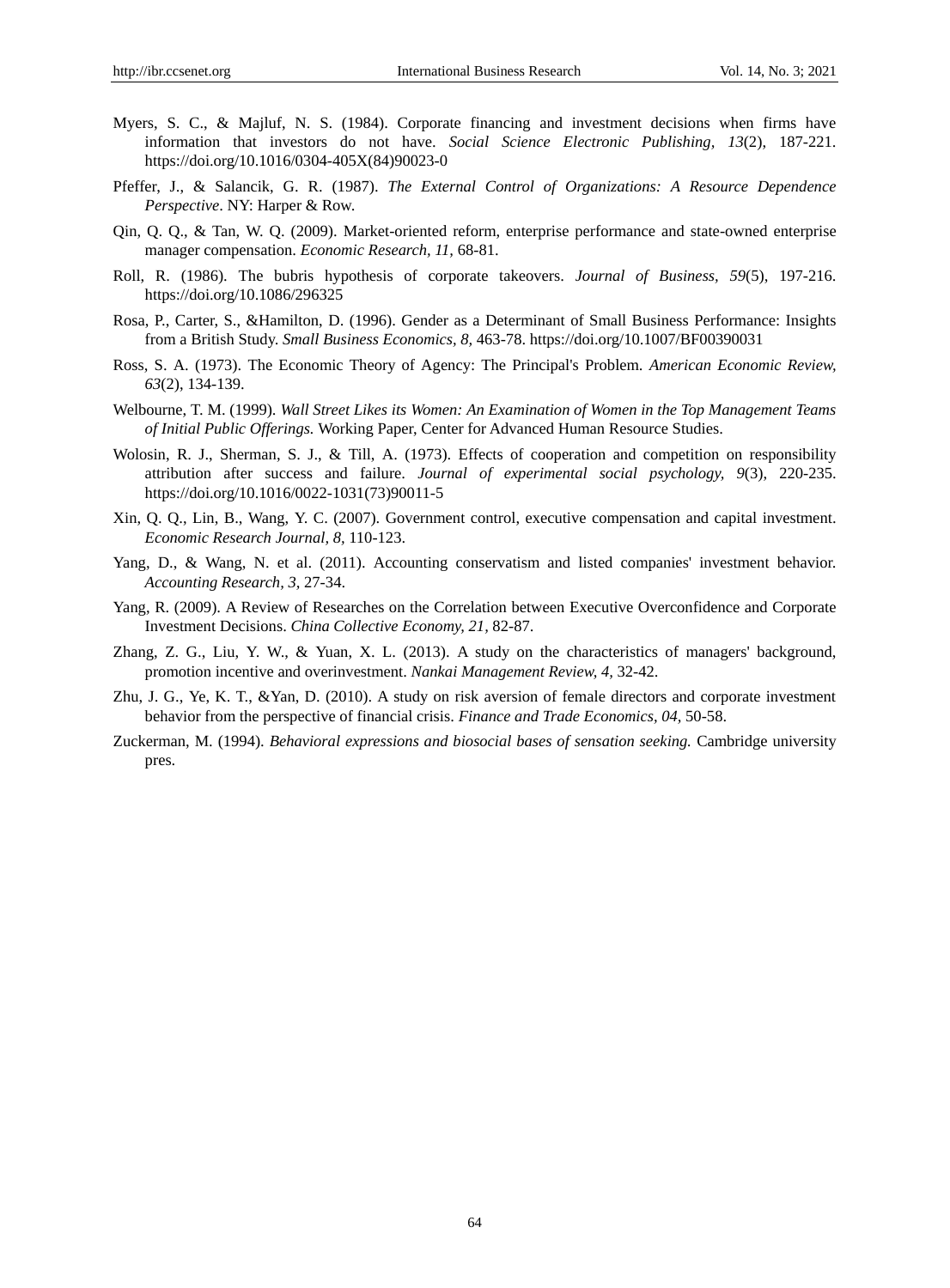Myers, S. C., & Majluf, N. S. (1984). Corporate financing and investment decisions when firms have information that investors do not have. *Social Science Electronic Publishing, 13*(2), 187-221. https://doi.org/10.1016/0304-405X(84)90023-0

Pfeffer, J., & Salancik, G. R. (1987). *The External Control of Organizations: A Resource Dependence Perspective*. NY: Harper & Row.

Qin, Q. Q., & Tan, W. Q. (2009). Market-oriented reform, enterprise performance and state-owned enterprise manager compensation. *Economic Research, 11,* 68-81.

Roll, R. (1986). The bubris hypothesis of corporate takeovers. *Journal of Business, 59*(5), 197-216. https://doi.org/10.1086/296325

Rosa, P., Carter, S., &Hamilton, D. (1996). Gender as a Determinant of Small Business Performance: Insights from a British Study. *Small Business Economics, 8,* 463-78. https://doi.org/10.1007/BF00390031

Ross, S. A. (1973). The Economic Theory of Agency: The Principal's Problem. *American Economic Review, 63*(2), 134-139.

Welbourne, T. M. (1999). *Wall Street Likes its Women: An Examination of Women in the Top Management Teams of Initial Public Offerings.* Working Paper, Center for Advanced Human Resource Studies.

Wolosin, R. J., Sherman, S. J., & Till, A. (1973). Effects of cooperation and competition on responsibility attribution after success and failure. *Journal of experimental social psychology, 9*(3), 220-235. https://doi.org/10.1016/0022-1031(73)90011-5

Xin, Q. Q., Lin, B., Wang, Y. C. (2007). Government control, executive compensation and capital investment. *Economic Research Journal, 8,* 110-123.

Yang, D., & Wang, N. et al. (2011). Accounting conservatism and listed companies' investment behavior. *Accounting Research, 3,* 27-34.

Yang, R. (2009). A Review of Researches on the Correlation between Executive Overconfidence and Corporate Investment Decisions. *China Collective Economy, 21,* 82-87.

Zhang, Z. G., Liu, Y. W., & Yuan, X. L. (2013). A study on the characteristics of managers' background, promotion incentive and overinvestment. *Nankai Management Review, 4,* 32-42.

Zhu, J. G., Ye, K. T., &Yan, D. (2010). A study on risk aversion of female directors and corporate investment behavior from the perspective of financial crisis. *Finance and Trade Economics, 04,* 50-58.

Zuckerman, M. (1994). *Behavioral expressions and biosocial bases of sensation seeking.* Cambridge university pres.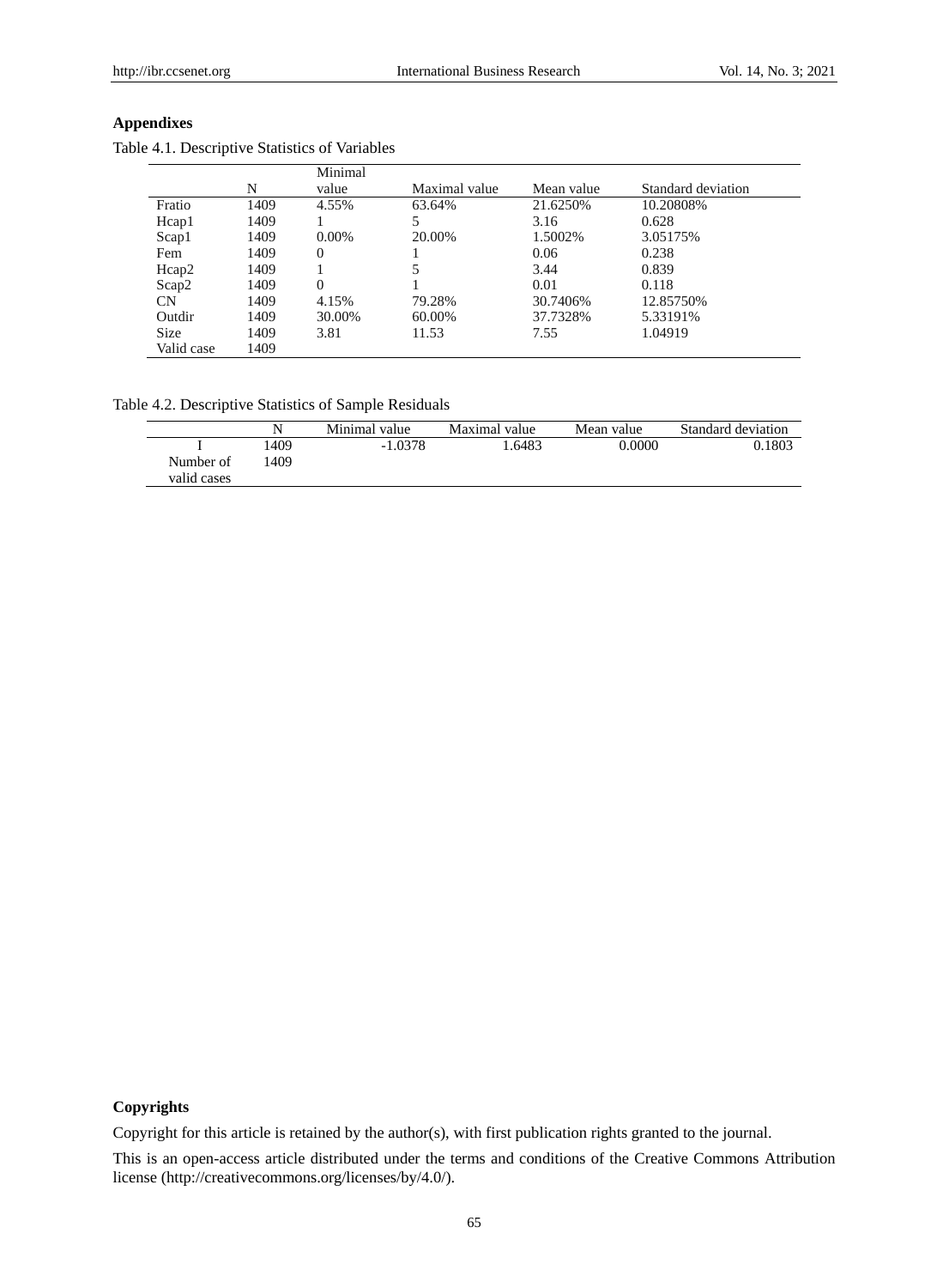**Appendixes**

Table 4.1. Descriptive Statistics of Variables

| | N | Minimal value | Maximal value | Mean value | Standard deviation |
|---|---|---|---|---|---|
| Fratio | 1409 | 4.55% | 63.64% | 21.6250% | 10.20808% |
| Hcap1 | 1409 | 1 | 5 | 3.16 | 0.628 |
| Scap1 | 1409 | 0.00% | 20.00% | 1.5002% | 3.05175% |
| Fem | 1409 | 0 | 1 | 0.06 | 0.238 |
| Hcap2 | 1409 | 1 | 5 | 3.44 | 0.839 |
| Scap2 | 1409 | 0 | 1 | 0.01 | 0.118 |
| CN | 1409 | 4.15% | 79.28% | 30.7406% | 12.85750% |
| Outdir | 1409 | 30.00% | 60.00% | 37.7328% | 5.33191% |
| Size | 1409 | 3.81 | 11.53 | 7.55 | 1.04919 |
| Valid case | 1409 | | | | |

Table 4.2. Descriptive Statistics of Sample Residuals

| | N | Minimal value | Maximal value | Mean value | Standard deviation |
|---|---|---|---|---|---|
| I | 1409 | -1.0378 | 1.6483 | 0.0000 | 0.1803 |
| Number of valid cases | 1409 | | | | |

**Copyrights**

Copyright for this article is retained by the author(s), with first publication rights granted to the journal.

This is an open-access article distributed under the terms and conditions of the Creative Commons Attribution license (http://creativecommons.org/licenses/by/4.0/).